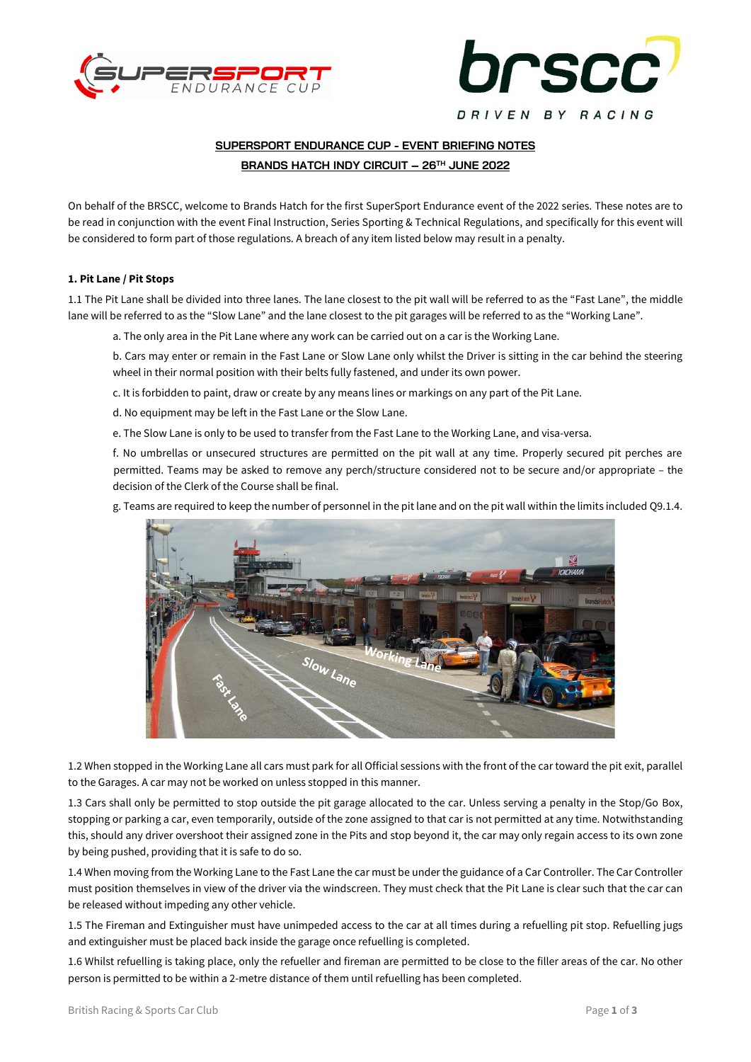**SUPERSPORT ENDURANCE CUP - EVENT BRIEFING NOTES**

**BRANDS HATCH INDY CIRCUIT – 26TH JUNE 2022**

On behalf of the BRSCC, welcome to Brands Hatch for the first SuperSport Endurance event of the 2022 series. These notes are to be read in conjunction with the event Final Instruction, Series Sporting & Technical Regulations, and specifically for this event will be considered to form part of those regulations. A breach of any item listed below may result in a penalty.

### 1. Pit Lane / Pit Stops

1.1 The Pit Lane shall be divided into three lanes. The lane closest to the pit wall will be referred to as the "Fast Lane", the middle lane will be referred to as the "Slow Lane" and the lane closest to the pit garages will be referred to as the "Working Lane".

a. The only area in the Pit Lane where any work can be carried out on a car is the Working Lane.

b. Cars may enter or remain in the Fast Lane or Slow Lane only whilst the Driver is sitting in the car behind the steering wheel in their normal position with their belts fully fastened, and under its own power.

c. It is forbidden to paint, draw or create by any means lines or markings on any part of the Pit Lane.

d. No equipment may be left in the Fast Lane or the Slow Lane.

e. The Slow Lane is only to be used to transfer from the Fast Lane to the Working Lane, and visa-versa.

f. No umbrellas or unsecured structures are permitted on the pit wall at any time. Properly secured pit perches are permitted. Teams may be asked to remove any perch/structure considered not to be secure and/or appropriate – the decision of the Clerk of the Course shall be final.

g. Teams are required to keep the number of personnel in the pit lane and on the pit wall within the limits included Q9.1.4.

1.2 When stopped in the Working Lane all cars must park for all Official sessions with the front of the car toward the pit exit, parallel to the Garages. A car may not be worked on unless stopped in this manner.

1.3 Cars shall only be permitted to stop outside the pit garage allocated to the car. Unless serving a penalty in the Stop/Go Box, stopping or parking a car, even temporarily, outside of the zone assigned to that car is not permitted at any time. Notwithstanding this, should any driver overshoot their assigned zone in the Pits and stop beyond it, the car may only regain access to its own zone by being pushed, providing that it is safe to do so.

1.4 When moving from the Working Lane to the Fast Lane the car must be under the guidance of a Car Controller. The Car Controller must position themselves in view of the driver via the windscreen. They must check that the Pit Lane is clear such that the car can be released without impeding any other vehicle.

1.5 The Fireman and Extinguisher must have unimpeded access to the car at all times during a refuelling pit stop. Refuelling jugs and extinguisher must be placed back inside the garage once refuelling is completed.

1.6 Whilst refuelling is taking place, only the refueller and fireman are permitted to be close to the filler areas of the car. No other person is permitted to be within a 2-metre distance of them until refuelling has been completed.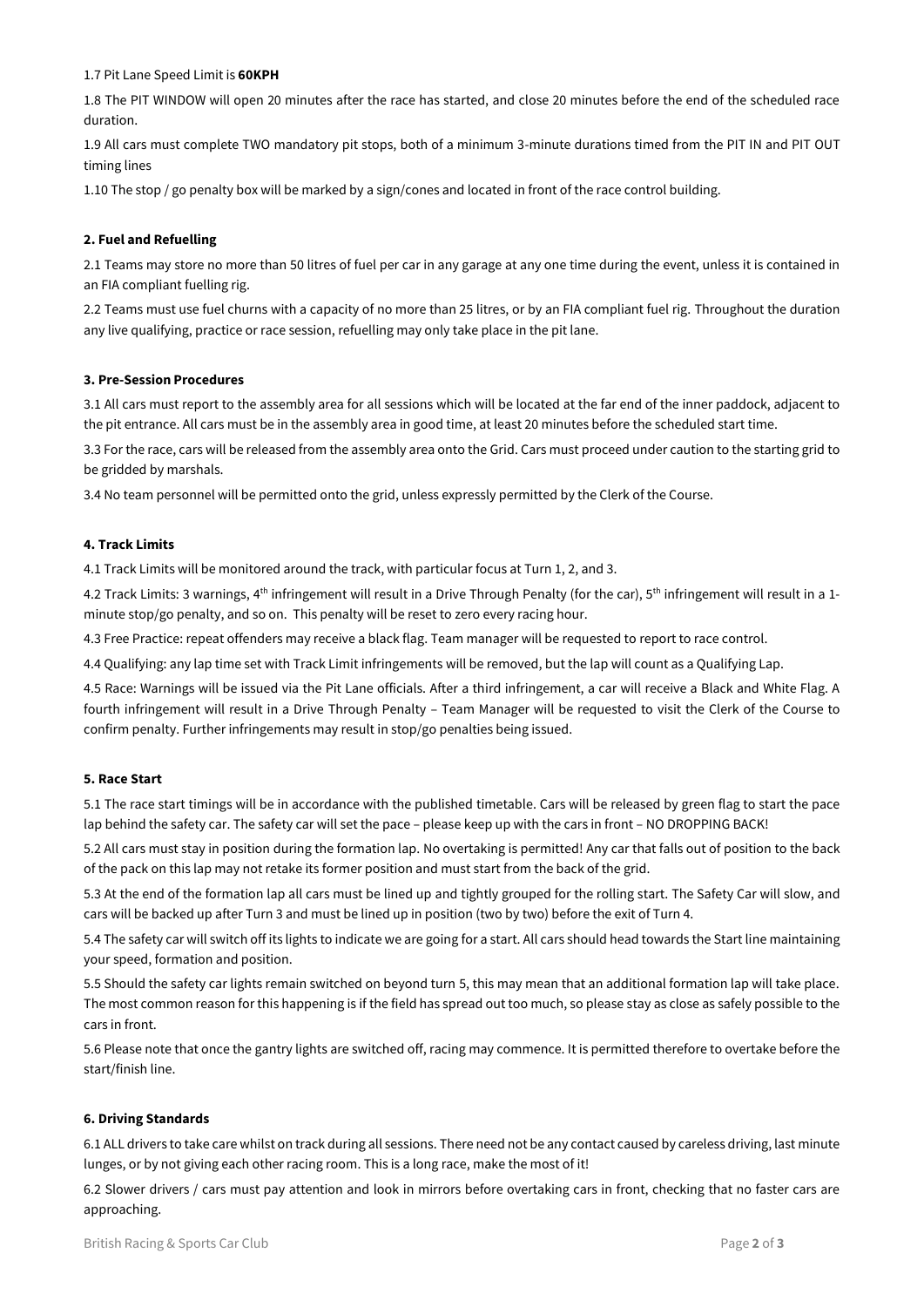1.7 Pit Lane Speed Limit is **60KPH**

1.8 The PIT WINDOW will open 20 minutes after the race has started, and close 20 minutes before the end of the scheduled race duration.

1.9 All cars must complete TWO mandatory pit stops, both of a minimum 3-minute durations timed from the PIT IN and PIT OUT timing lines

1.10 The stop / go penalty box will be marked by a sign/cones and located in front of the race control building.

**2. Fuel and Refuelling**

2.1 Teams may store no more than 50 litres of fuel per car in any garage at any one time during the event, unless it is contained in an FIA compliant fuelling rig.

2.2 Teams must use fuel churns with a capacity of no more than 25 litres, or by an FIA compliant fuel rig. Throughout the duration any live qualifying, practice or race session, refuelling may only take place in the pit lane.

**3. Pre-Session Procedures**

3.1 All cars must report to the assembly area for all sessions which will be located at the far end of the inner paddock, adjacent to the pit entrance. All cars must be in the assembly area in good time, at least 20 minutes before the scheduled start time.

3.3 For the race, cars will be released from the assembly area onto the Grid. Cars must proceed under caution to the starting grid to be gridded by marshals.

3.4 No team personnel will be permitted onto the grid, unless expressly permitted by the Clerk of the Course.

**4. Track Limits**

4.1 Track Limits will be monitored around the track, with particular focus at Turn 1, 2, and 3.

4.2 Track Limits: 3 warnings, 4th infringement will result in a Drive Through Penalty (for the car), 5th infringement will result in a 1-minute stop/go penalty, and so on. This penalty will be reset to zero every racing hour.

4.3 Free Practice: repeat offenders may receive a black flag. Team manager will be requested to report to race control.

4.4 Qualifying: any lap time set with Track Limit infringements will be removed, but the lap will count as a Qualifying Lap.

4.5 Race: Warnings will be issued via the Pit Lane officials. After a third infringement, a car will receive a Black and White Flag. A fourth infringement will result in a Drive Through Penalty – Team Manager will be requested to visit the Clerk of the Course to confirm penalty. Further infringements may result in stop/go penalties being issued.

**5. Race Start**

5.1 The race start timings will be in accordance with the published timetable. Cars will be released by green flag to start the pace lap behind the safety car. The safety car will set the pace – please keep up with the cars in front – NO DROPPING BACK!

5.2 All cars must stay in position during the formation lap. No overtaking is permitted! Any car that falls out of position to the back of the pack on this lap may not retake its former position and must start from the back of the grid.

5.3 At the end of the formation lap all cars must be lined up and tightly grouped for the rolling start. The Safety Car will slow, and cars will be backed up after Turn 3 and must be lined up in position (two by two) before the exit of Turn 4.

5.4 The safety car will switch off its lights to indicate we are going for a start. All cars should head towards the Start line maintaining your speed, formation and position.

5.5 Should the safety car lights remain switched on beyond turn 5, this may mean that an additional formation lap will take place. The most common reason for this happening is if the field has spread out too much, so please stay as close as safely possible to the cars in front.

5.6 Please note that once the gantry lights are switched off, racing may commence. It is permitted therefore to overtake before the start/finish line.

**6. Driving Standards**

6.1 ALL drivers to take care whilst on track during all sessions. There need not be any contact caused by careless driving, last minute lunges, or by not giving each other racing room. This is a long race, make the most of it!

6.2 Slower drivers / cars must pay attention and look in mirrors before overtaking cars in front, checking that no faster cars are approaching.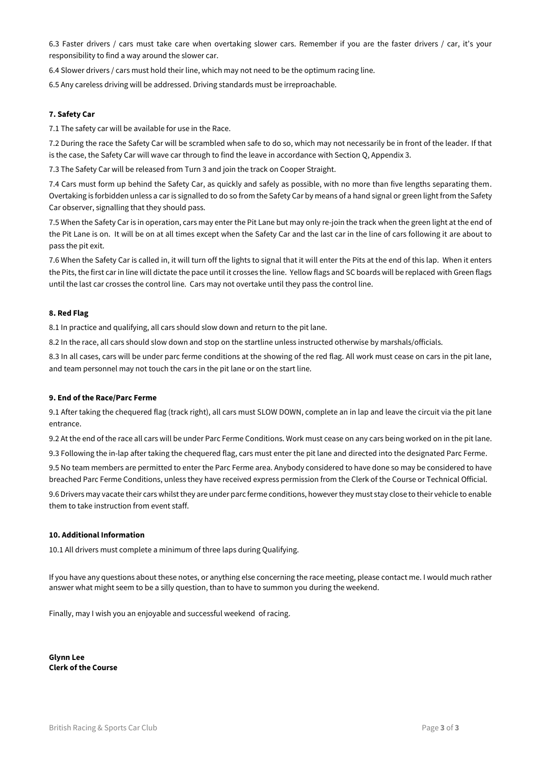6.3 Faster drivers / cars must take care when overtaking slower cars. Remember if you are the faster drivers / car, it's your responsibility to find a way around the slower car.

6.4 Slower drivers / cars must hold their line, which may not need to be the optimum racing line.

6.5 Any careless driving will be addressed. Driving standards must be irreproachable.

**7. Safety Car**

7.1 The safety car will be available for use in the Race.

7.2 During the race the Safety Car will be scrambled when safe to do so, which may not necessarily be in front of the leader. If that is the case, the Safety Car will wave car through to find the leave in accordance with Section Q, Appendix 3.

7.3 The Safety Car will be released from Turn 3 and join the track on Cooper Straight.

7.4 Cars must form up behind the Safety Car, as quickly and safely as possible, with no more than five lengths separating them. Overtaking is forbidden unless a car is signalled to do so from the Safety Car by means of a hand signal or green light from the Safety Car observer, signalling that they should pass.

7.5 When the Safety Car is in operation, cars may enter the Pit Lane but may only re-join the track when the green light at the end of the Pit Lane is on. It will be on at all times except when the Safety Car and the last car in the line of cars following it are about to pass the pit exit.

7.6 When the Safety Car is called in, it will turn off the lights to signal that it will enter the Pits at the end of this lap. When it enters the Pits, the first car in line will dictate the pace until it crosses the line. Yellow flags and SC boards will be replaced with Green flags until the last car crosses the control line. Cars may not overtake until they pass the control line.

**8. Red Flag**

8.1 In practice and qualifying, all cars should slow down and return to the pit lane.

8.2 In the race, all cars should slow down and stop on the startline unless instructed otherwise by marshals/officials.

8.3 In all cases, cars will be under parc ferme conditions at the showing of the red flag. All work must cease on cars in the pit lane, and team personnel may not touch the cars in the pit lane or on the start line.

**9. End of the Race/Parc Ferme**

9.1 After taking the chequered flag (track right), all cars must SLOW DOWN, complete an in lap and leave the circuit via the pit lane entrance.

9.2 At the end of the race all cars will be under Parc Ferme Conditions. Work must cease on any cars being worked on in the pit lane.

9.3 Following the in-lap after taking the chequered flag, cars must enter the pit lane and directed into the designated Parc Ferme.

9.5 No team members are permitted to enter the Parc Ferme area. Anybody considered to have done so may be considered to have breached Parc Ferme Conditions, unless they have received express permission from the Clerk of the Course or Technical Official.

9.6 Drivers may vacate their cars whilst they are under parc ferme conditions, however they must stay close to their vehicle to enable them to take instruction from event staff.

**10. Additional Information**

10.1 All drivers must complete a minimum of three laps during Qualifying.

If you have any questions about these notes, or anything else concerning the race meeting, please contact me. I would much rather answer what might seem to be a silly question, than to have to summon you during the weekend.

Finally, may I wish you an enjoyable and successful weekend of racing.

**Glynn Lee**
**Clerk of the Course**